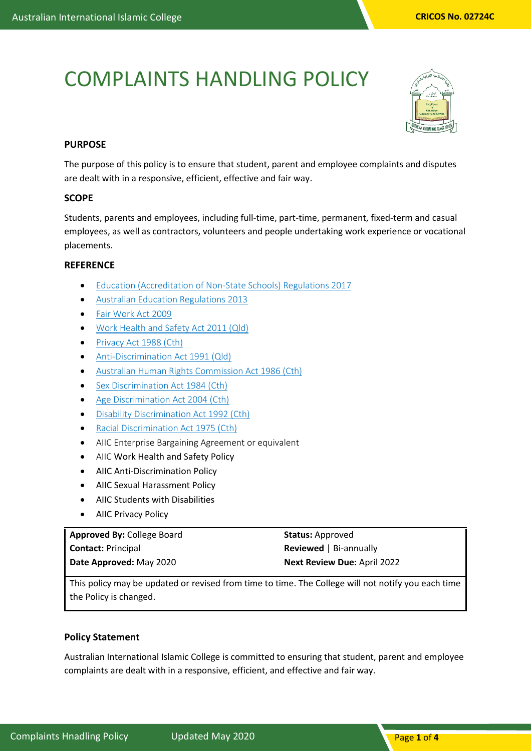# COMPLAINTS HANDLING POLICY

### PURPOSE

The purpose of this policy is to ensure that student, parent and employee complaints and disputes are dealt with in a responsive, efficient, effective and fair way.

### SCOPE

Students, parents and employees, including full-time, part-time, permanent, fixed-term and casual employees, as well as contractors, volunteers and people undertaking work experience or vocational placements.

### REFERENCE

- Education (Accreditation of Non-State Schools) Regulations 2017
- Australian Education Regulations 2013
- Fair Work Act 2009
- Work Health and Safety Act 2011 (Qld)
- Privacy Act 1988 (Cth)
- Anti-Discrimination Act 1991 (Qld)
- Australian Human Rights Commission Act 1986 (Cth)
- Sex Discrimination Act 1984 (Cth)
- Age Discrimination Act 2004 (Cth)
- Disability Discrimination Act 1992 (Cth)
- Racial Discrimination Act 1975 (Cth)
- AIIC Enterprise Bargaining Agreement or equivalent
- AIIC Work Health and Safety Policy
- AIIC Anti-Discrimination Policy
- AIIC Sexual Harassment Policy
- AIIC Students with Disabilities
- AIIC Privacy Policy

| **Approved By:** College Board | **Status:** Approved |
|---|---|
| **Contact:** Principal | **Reviewed** \| Bi-annually |
| **Date Approved:** May 2020 | **Next Review Due:** April 2022 |
| This policy may be updated or revised from time to time. The College will not notify you each time the Policy is changed. | |

### Policy Statement

Australian International Islamic College is committed to ensuring that student, parent and employee complaints are dealt with in a responsive, efficient, and effective and fair way.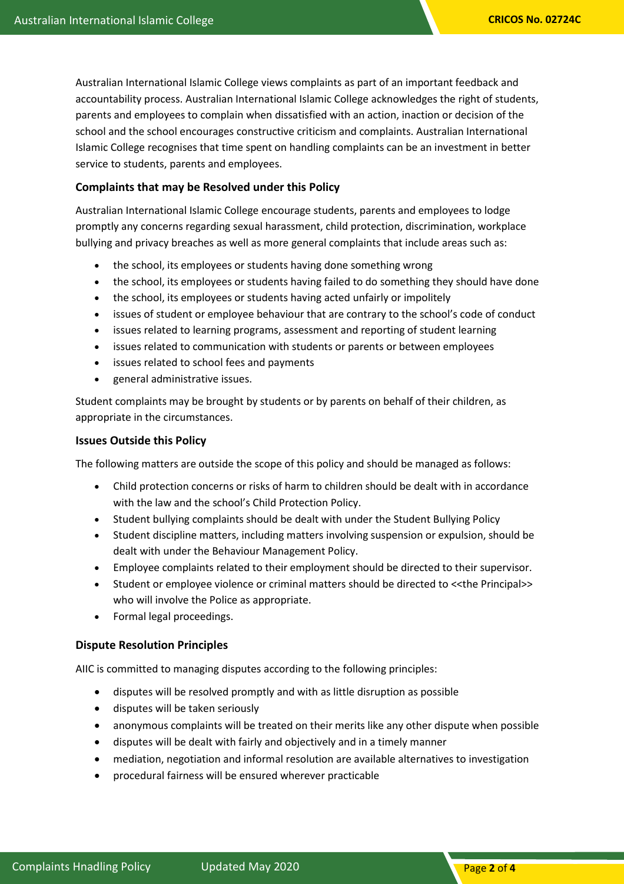Australian International Islamic College views complaints as part of an important feedback and accountability process. Australian International Islamic College acknowledges the right of students, parents and employees to complain when dissatisfied with an action, inaction or decision of the school and the school encourages constructive criticism and complaints. Australian International Islamic College recognises that time spent on handling complaints can be an investment in better service to students, parents and employees.

### Complaints that may be Resolved under this Policy

Australian International Islamic College encourage students, parents and employees to lodge promptly any concerns regarding sexual harassment, child protection, discrimination, workplace bullying and privacy breaches as well as more general complaints that include areas such as:

- the school, its employees or students having done something wrong
- the school, its employees or students having failed to do something they should have done
- the school, its employees or students having acted unfairly or impolitely
- issues of student or employee behaviour that are contrary to the school's code of conduct
- issues related to learning programs, assessment and reporting of student learning
- issues related to communication with students or parents or between employees
- issues related to school fees and payments
- general administrative issues.

Student complaints may be brought by students or by parents on behalf of their children, as appropriate in the circumstances.

### Issues Outside this Policy

The following matters are outside the scope of this policy and should be managed as follows:

- Child protection concerns or risks of harm to children should be dealt with in accordance with the law and the school's Child Protection Policy.
- Student bullying complaints should be dealt with under the Student Bullying Policy
- Student discipline matters, including matters involving suspension or expulsion, should be dealt with under the Behaviour Management Policy.
- Employee complaints related to their employment should be directed to their supervisor.
- Student or employee violence or criminal matters should be directed to <<the Principal>> who will involve the Police as appropriate.
- Formal legal proceedings.

### Dispute Resolution Principles

AIIC is committed to managing disputes according to the following principles:

- disputes will be resolved promptly and with as little disruption as possible
- disputes will be taken seriously
- anonymous complaints will be treated on their merits like any other dispute when possible
- disputes will be dealt with fairly and objectively and in a timely manner
- mediation, negotiation and informal resolution are available alternatives to investigation
- procedural fairness will be ensured wherever practicable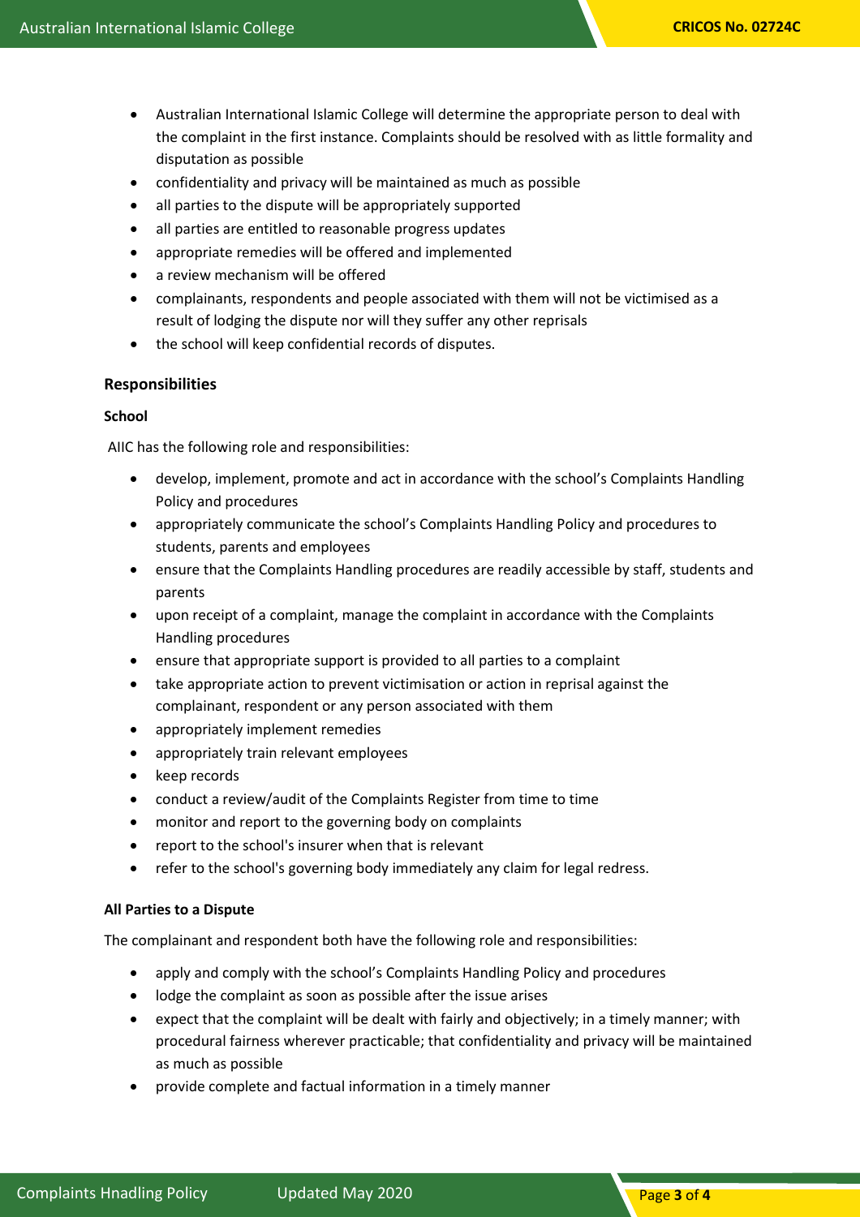- Australian International Islamic College will determine the appropriate person to deal with the complaint in the first instance. Complaints should be resolved with as little formality and disputation as possible
- confidentiality and privacy will be maintained as much as possible
- all parties to the dispute will be appropriately supported
- all parties are entitled to reasonable progress updates
- appropriate remedies will be offered and implemented
- a review mechanism will be offered
- complainants, respondents and people associated with them will not be victimised as a result of lodging the dispute nor will they suffer any other reprisals
- the school will keep confidential records of disputes.

## Responsibilities

### School

AIIC has the following role and responsibilities:

- develop, implement, promote and act in accordance with the school's Complaints Handling Policy and procedures
- appropriately communicate the school's Complaints Handling Policy and procedures to students, parents and employees
- ensure that the Complaints Handling procedures are readily accessible by staff, students and parents
- upon receipt of a complaint, manage the complaint in accordance with the Complaints Handling procedures
- ensure that appropriate support is provided to all parties to a complaint
- take appropriate action to prevent victimisation or action in reprisal against the complainant, respondent or any person associated with them
- appropriately implement remedies
- appropriately train relevant employees
- keep records
- conduct a review/audit of the Complaints Register from time to time
- monitor and report to the governing body on complaints
- report to the school's insurer when that is relevant
- refer to the school's governing body immediately any claim for legal redress.

### All Parties to a Dispute

The complainant and respondent both have the following role and responsibilities:

- apply and comply with the school's Complaints Handling Policy and procedures
- lodge the complaint as soon as possible after the issue arises
- expect that the complaint will be dealt with fairly and objectively; in a timely manner; with procedural fairness wherever practicable; that confidentiality and privacy will be maintained as much as possible
- provide complete and factual information in a timely manner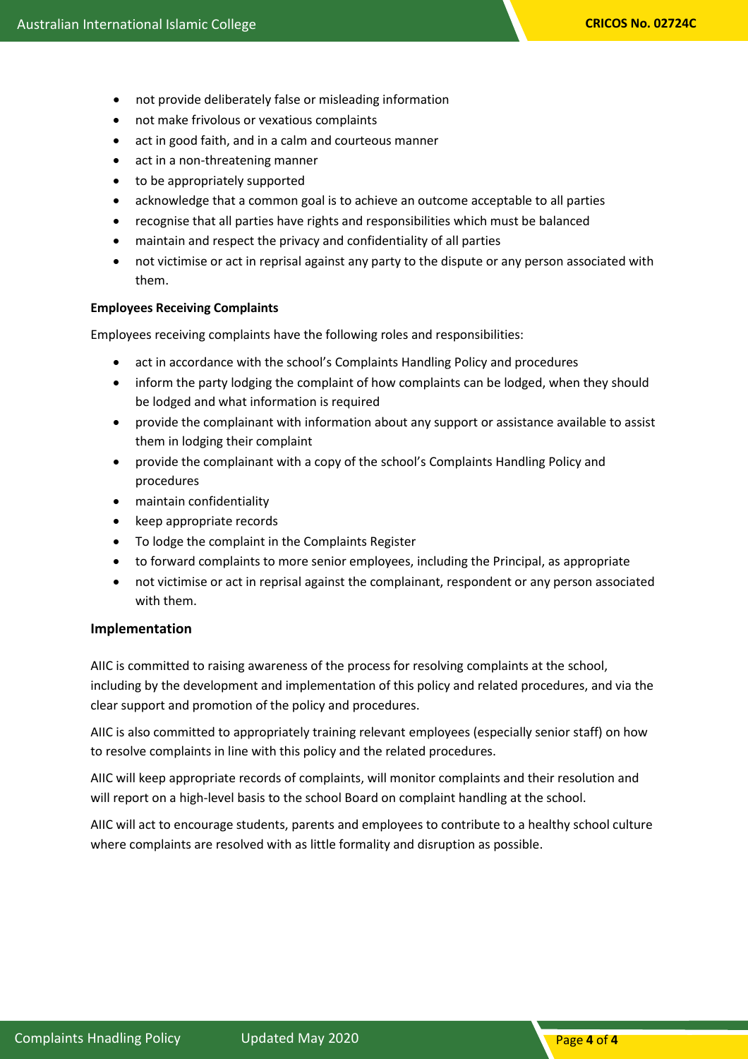- not provide deliberately false or misleading information
- not make frivolous or vexatious complaints
- act in good faith, and in a calm and courteous manner
- act in a non-threatening manner
- to be appropriately supported
- acknowledge that a common goal is to achieve an outcome acceptable to all parties
- recognise that all parties have rights and responsibilities which must be balanced
- maintain and respect the privacy and confidentiality of all parties
- not victimise or act in reprisal against any party to the dispute or any person associated with them.

**Employees Receiving Complaints**

Employees receiving complaints have the following roles and responsibilities:

- act in accordance with the school's Complaints Handling Policy and procedures
- inform the party lodging the complaint of how complaints can be lodged, when they should be lodged and what information is required
- provide the complainant with information about any support or assistance available to assist them in lodging their complaint
- provide the complainant with a copy of the school's Complaints Handling Policy and procedures
- maintain confidentiality
- keep appropriate records
- To lodge the complaint in the Complaints Register
- to forward complaints to more senior employees, including the Principal, as appropriate
- not victimise or act in reprisal against the complainant, respondent or any person associated with them.

## Implementation

AIIC is committed to raising awareness of the process for resolving complaints at the school, including by the development and implementation of this policy and related procedures, and via the clear support and promotion of the policy and procedures.

AIIC is also committed to appropriately training relevant employees (especially senior staff) on how to resolve complaints in line with this policy and the related procedures.

AIIC will keep appropriate records of complaints, will monitor complaints and their resolution and will report on a high-level basis to the school Board on complaint handling at the school.

AIIC will act to encourage students, parents and employees to contribute to a healthy school culture where complaints are resolved with as little formality and disruption as possible.